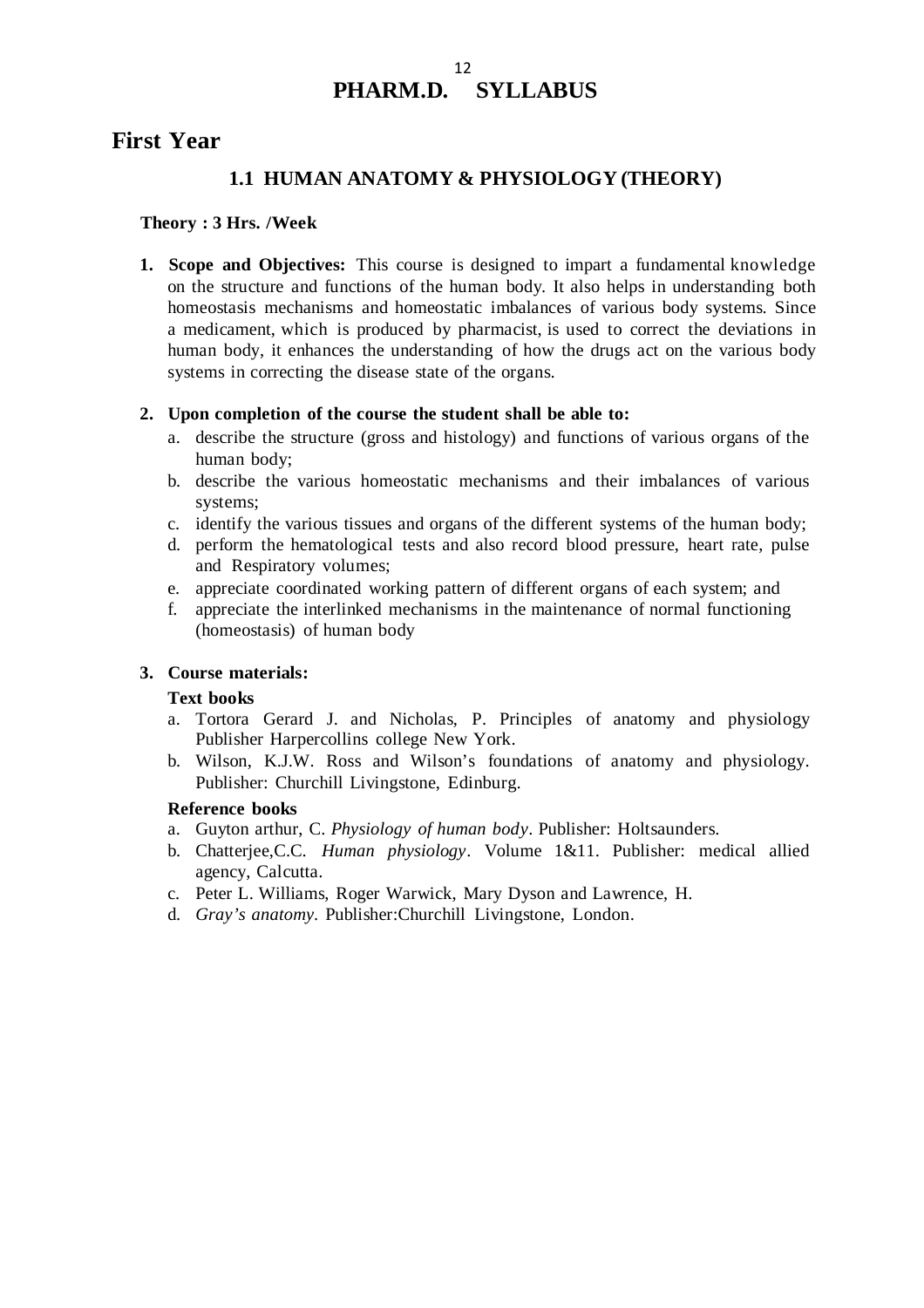# PHARM.D. SYLLABUS

## First Year

### 1.1 HUMAN ANATOMY & PHYSIOLOGY (THEORY)

**Theory : 3 Hrs. /Week**

1. **Scope and Objectives:** This course is designed to impart a fundamental knowledge on the structure and functions of the human body. It also helps in understanding both homeostasis mechanisms and homeostatic imbalances of various body systems. Since a medicament, which is produced by pharmacist, is used to correct the deviations in human body, it enhances the understanding of how the drugs act on the various body systems in correcting the disease state of the organs.

2. **Upon completion of the course the student shall be able to:**
   a. describe the structure (gross and histology) and functions of various organs of the human body;
   b. describe the various homeostatic mechanisms and their imbalances of various systems;
   c. identify the various tissues and organs of the different systems of the human body;
   d. perform the hematological tests and also record blood pressure, heart rate, pulse and Respiratory volumes;
   e. appreciate coordinated working pattern of different organs of each system; and
   f. appreciate the interlinked mechanisms in the maintenance of normal functioning (homeostasis) of human body

3. **Course materials:**

   **Text books**
   a. Tortora Gerard J. and Nicholas, P. Principles of anatomy and physiology Publisher Harpercollins college New York.
   b. Wilson, K.J.W. Ross and Wilson's foundations of anatomy and physiology. Publisher: Churchill Livingstone, Edinburg.

   **Reference books**
   a. Guyton arthur, C. *Physiology of human body*. Publisher: Holtsaunders.
   b. Chatterjee,C.C. *Human physiology*. Volume 1&11. Publisher: medical allied agency, Calcutta.
   c. Peter L. Williams, Roger Warwick, Mary Dyson and Lawrence, H.
   d. *Gray's anatomy*. Publisher:Churchill Livingstone, London.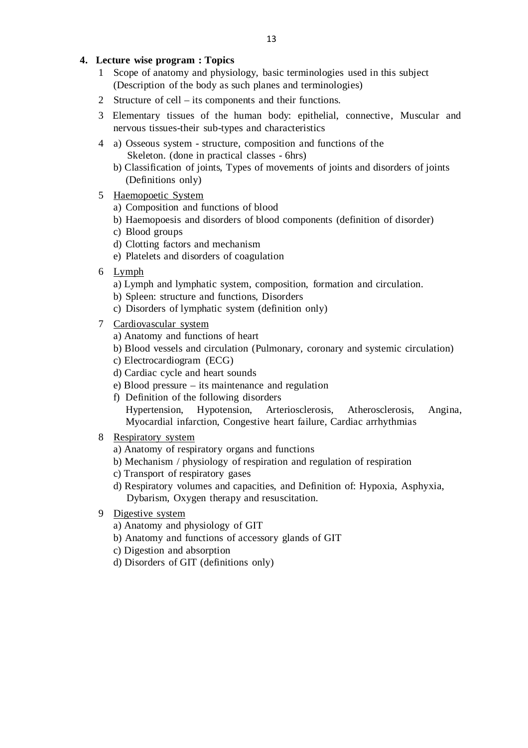## 4. Lecture wise program : Topics

1. Scope of anatomy and physiology, basic terminologies used in this subject (Description of the body as such planes and terminologies)
2. Structure of cell – its components and their functions.
3. Elementary tissues of the human body: epithelial, connective, Muscular and nervous tissues-their sub-types and characteristics
4. a) Osseous system - structure, composition and functions of the Skeleton. (done in practical classes - 6hrs)
   b) Classification of joints, Types of movements of joints and disorders of joints (Definitions only)
5. <u>Haemopoetic System</u>
   a) Composition and functions of blood
   b) Haemopoesis and disorders of blood components (definition of disorder)
   c) Blood groups
   d) Clotting factors and mechanism
   e) Platelets and disorders of coagulation
6. <u>Lymph</u>
   a) Lymph and lymphatic system, composition, formation and circulation.
   b) Spleen: structure and functions, Disorders
   c) Disorders of lymphatic system (definition only)
7. <u>Cardiovascular system</u>
   a) Anatomy and functions of heart
   b) Blood vessels and circulation (Pulmonary, coronary and systemic circulation)
   c) Electrocardiogram (ECG)
   d) Cardiac cycle and heart sounds
   e) Blood pressure – its maintenance and regulation
   f) Definition of the following disorders
   Hypertension, Hypotension, Arteriosclerosis, Atherosclerosis, Angina, Myocardial infarction, Congestive heart failure, Cardiac arrhythmias
8. <u>Respiratory system</u>
   a) Anatomy of respiratory organs and functions
   b) Mechanism / physiology of respiration and regulation of respiration
   c) Transport of respiratory gases
   d) Respiratory volumes and capacities, and Definition of: Hypoxia, Asphyxia, Dybarism, Oxygen therapy and resuscitation.
9. <u>Digestive system</u>
   a) Anatomy and physiology of GIT
   b) Anatomy and functions of accessory glands of GIT
   c) Digestion and absorption
   d) Disorders of GIT (definitions only)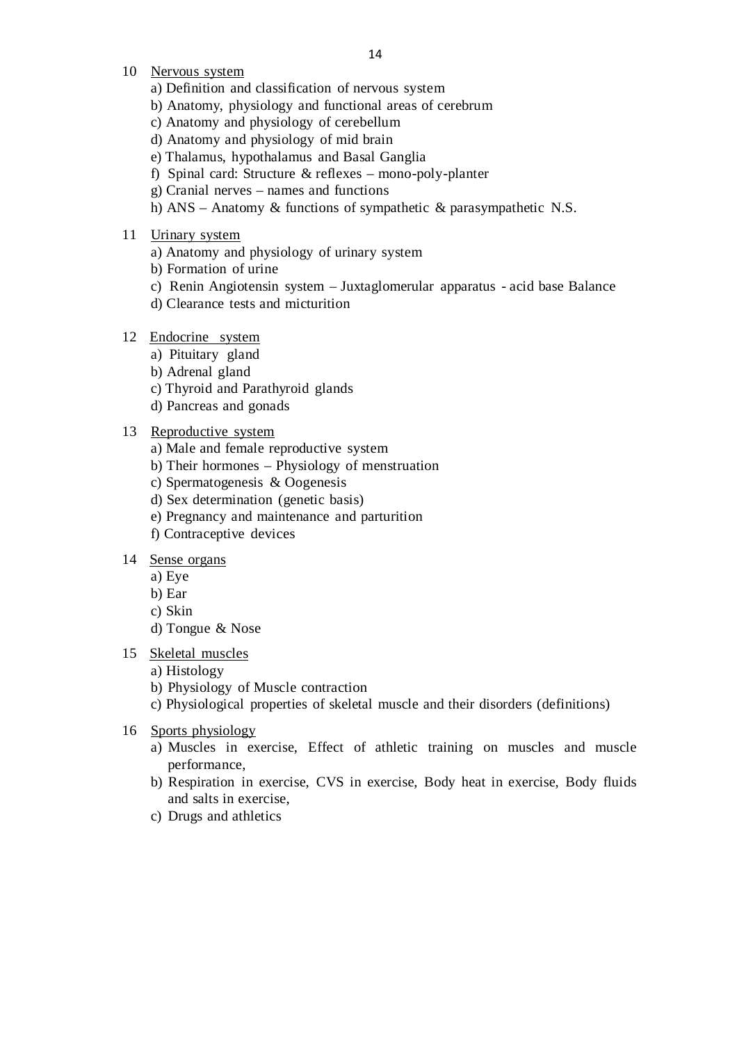10 <u>Nervous system</u>

a) Definition and classification of nervous system
b) Anatomy, physiology and functional areas of cerebrum
c) Anatomy and physiology of cerebellum
d) Anatomy and physiology of mid brain
e) Thalamus, hypothalamus and Basal Ganglia
f) Spinal card: Structure & reflexes – mono-poly-planter
g) Cranial nerves – names and functions
h) ANS – Anatomy & functions of sympathetic & parasympathetic N.S.

11 <u>Urinary system</u>

a) Anatomy and physiology of urinary system
b) Formation of urine
c) Renin Angiotensin system – Juxtaglomerular apparatus - acid base Balance
d) Clearance tests and micturition

12 <u>Endocrine system</u>

a) Pituitary gland
b) Adrenal gland
c) Thyroid and Parathyroid glands
d) Pancreas and gonads

13 <u>Reproductive system</u>

a) Male and female reproductive system
b) Their hormones – Physiology of menstruation
c) Spermatogenesis & Oogenesis
d) Sex determination (genetic basis)
e) Pregnancy and maintenance and parturition
f) Contraceptive devices

14 <u>Sense organs</u>

a) Eye
b) Ear
c) Skin
d) Tongue & Nose

15 <u>Skeletal muscles</u>

a) Histology
b) Physiology of Muscle contraction
c) Physiological properties of skeletal muscle and their disorders (definitions)

16 <u>Sports physiology</u>

a) Muscles in exercise, Effect of athletic training on muscles and muscle performance,
b) Respiration in exercise, CVS in exercise, Body heat in exercise, Body fluids and salts in exercise,
c) Drugs and athletics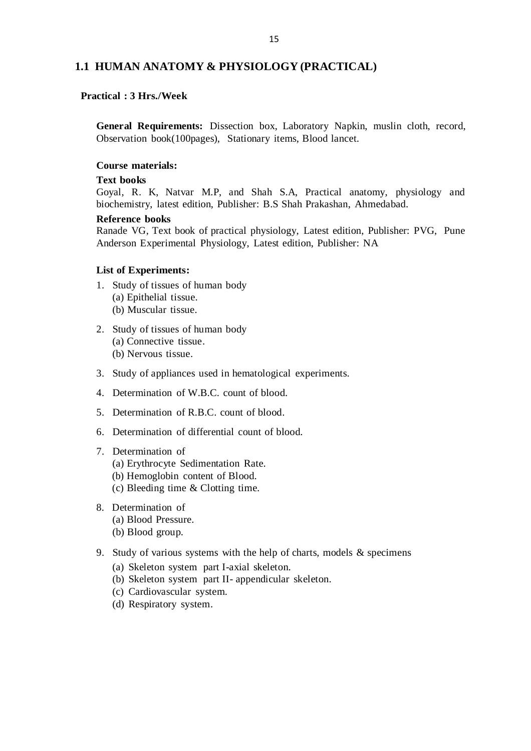## 1.1 HUMAN ANATOMY & PHYSIOLOGY (PRACTICAL)

**Practical : 3 Hrs./Week**

**General Requirements:** Dissection box, Laboratory Napkin, muslin cloth, record, Observation book(100pages), Stationary items, Blood lancet.

**Course materials:**

**Text books**

Goyal, R. K, Natvar M.P, and Shah S.A, Practical anatomy, physiology and biochemistry, latest edition, Publisher: B.S Shah Prakashan, Ahmedabad.

**Reference books**

Ranade VG, Text book of practical physiology, Latest edition, Publisher: PVG, Pune
Anderson Experimental Physiology, Latest edition, Publisher: NA

**List of Experiments:**

1. Study of tissues of human body
   (a) Epithelial tissue.
   (b) Muscular tissue.
2. Study of tissues of human body
   (a) Connective tissue.
   (b) Nervous tissue.
3. Study of appliances used in hematological experiments.
4. Determination of W.B.C. count of blood.
5. Determination of R.B.C. count of blood.
6. Determination of differential count of blood.
7. Determination of
   (a) Erythrocyte Sedimentation Rate.
   (b) Hemoglobin content of Blood.
   (c) Bleeding time & Clotting time.
8. Determination of
   (a) Blood Pressure.
   (b) Blood group.
9. Study of various systems with the help of charts, models & specimens
   (a) Skeleton system part I-axial skeleton.
   (b) Skeleton system part II- appendicular skeleton.
   (c) Cardiovascular system.
   (d) Respiratory system.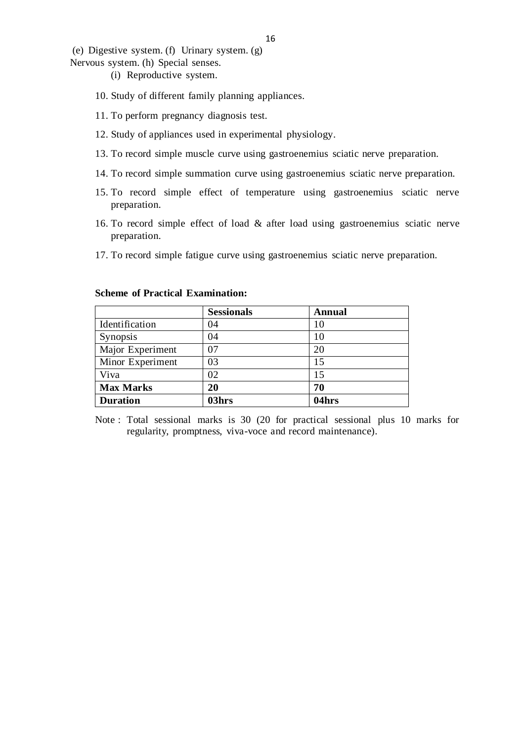(e) Digestive system. (f) Urinary system. (g) Nervous system. (h) Special senses.
(i) Reproductive system.

10. Study of different family planning appliances.
11. To perform pregnancy diagnosis test.
12. Study of appliances used in experimental physiology.
13. To record simple muscle curve using gastroenemius sciatic nerve preparation.
14. To record simple summation curve using gastroenemius sciatic nerve preparation.
15. To record simple effect of temperature using gastroenemius sciatic nerve preparation.
16. To record simple effect of load & after load using gastroenemius sciatic nerve preparation.
17. To record simple fatigue curve using gastroenemius sciatic nerve preparation.

**Scheme of Practical Examination:**

| | **Sessionals** | **Annual** |
|---|---|---|
| Identification | 04 | 10 |
| Synopsis | 04 | 10 |
| Major Experiment | 07 | 20 |
| Minor Experiment | 03 | 15 |
| Viva | 02 | 15 |
| **Max Marks** | **20** | **70** |
| **Duration** | **03hrs** | **04hrs** |

Note : Total sessional marks is 30 (20 for practical sessional plus 10 marks for regularity, promptness, viva-voce and record maintenance).